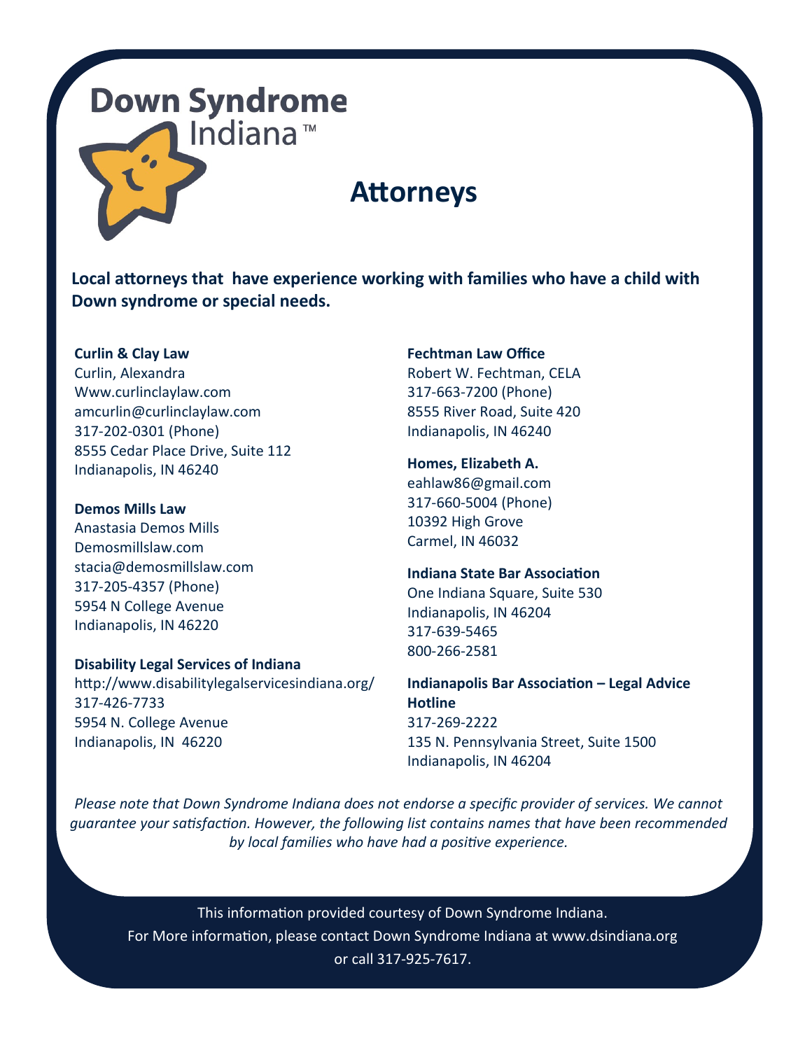Down Syndrome Indiana™

# Attorneys

**Local attorneys that have experience working with families who have a child with Down syndrome or special needs.**

**Curlin & Clay Law**
Curlin, Alexandra
Www.curlinclaylaw.com
amcurlin@curlinclaylaw.com
317-202-0301 (Phone)
8555 Cedar Place Drive, Suite 112
Indianapolis, IN 46240

**Demos Mills Law**
Anastasia Demos Mills
Demosmillslaw.com
stacia@demosmillslaw.com
317-205-4357 (Phone)
5954 N College Avenue
Indianapolis, IN 46220

**Disability Legal Services of Indiana**
http://www.disabilitylegalservicesindiana.org/
317-426-7733
5954 N. College Avenue
Indianapolis, IN 46220

**Fechtman Law Office**
Robert W. Fechtman, CELA
317-663-7200 (Phone)
8555 River Road, Suite 420
Indianapolis, IN 46240

**Homes, Elizabeth A.**
eahlaw86@gmail.com
317-660-5004 (Phone)
10392 High Grove
Carmel, IN 46032

**Indiana State Bar Association**
One Indiana Square, Suite 530
Indianapolis, IN 46204
317-639-5465
800-266-2581

**Indianapolis Bar Association – Legal Advice Hotline**
317-269-2222
135 N. Pennsylvania Street, Suite 1500
Indianapolis, IN 46204

*Please note that Down Syndrome Indiana does not endorse a specific provider of services. We cannot guarantee your satisfaction. However, the following list contains names that have been recommended by local families who have had a positive experience.*

This information provided courtesy of Down Syndrome Indiana.
For More information, please contact Down Syndrome Indiana at www.dsindiana.org or call 317-925-7617.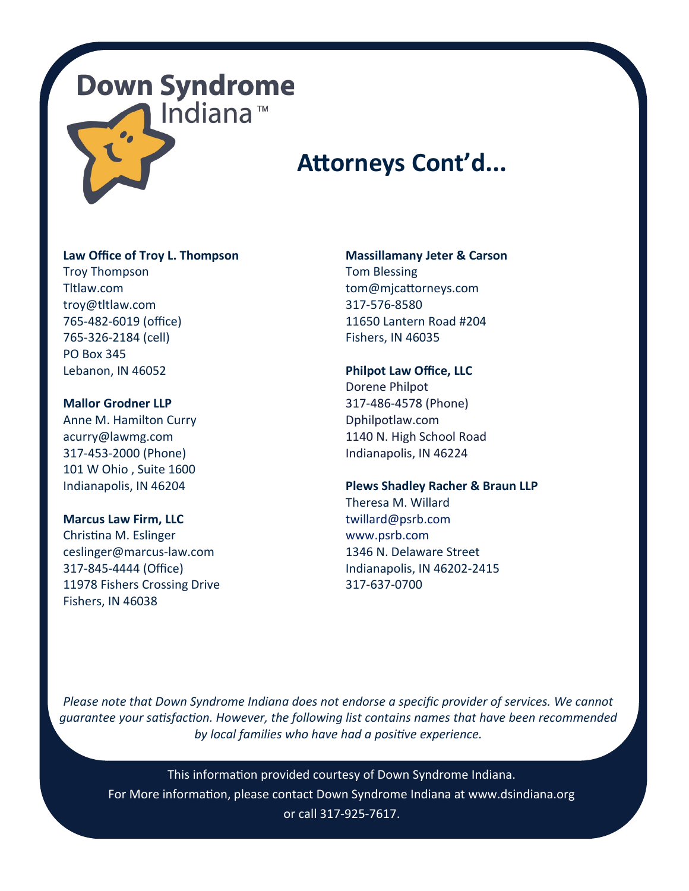Down Syndrome Indiana™

# Attorneys Cont'd...

**Law Office of Troy L. Thompson**
Troy Thompson
Tltlaw.com
troy@tltlaw.com
765-482-6019 (office)
765-326-2184 (cell)
PO Box 345
Lebanon, IN 46052

**Mallor Grodner LLP**
Anne M. Hamilton Curry
acurry@lawmg.com
317-453-2000 (Phone)
101 W Ohio , Suite 1600
Indianapolis, IN 46204

**Marcus Law Firm, LLC**
Christina M. Eslinger
ceslinger@marcus-law.com
317-845-4444 (Office)
11978 Fishers Crossing Drive
Fishers, IN 46038

**Massillamany Jeter & Carson**
Tom Blessing
tom@mjcattorneys.com
317-576-8580
11650 Lantern Road #204
Fishers, IN 46035

**Philpot Law Office, LLC**
Dorene Philpot
317-486-4578 (Phone)
Dphilpotlaw.com
1140 N. High School Road
Indianapolis, IN 46224

**Plews Shadley Racher & Braun LLP**
Theresa M. Willard
twillard@psrb.com
www.psrb.com
1346 N. Delaware Street
Indianapolis, IN 46202-2415
317-637-0700

*Please note that Down Syndrome Indiana does not endorse a specific provider of services. We cannot guarantee your satisfaction. However, the following list contains names that have been recommended by local families who have had a positive experience.*

This information provided courtesy of Down Syndrome Indiana.
For More information, please contact Down Syndrome Indiana at www.dsindiana.org or call 317-925-7617.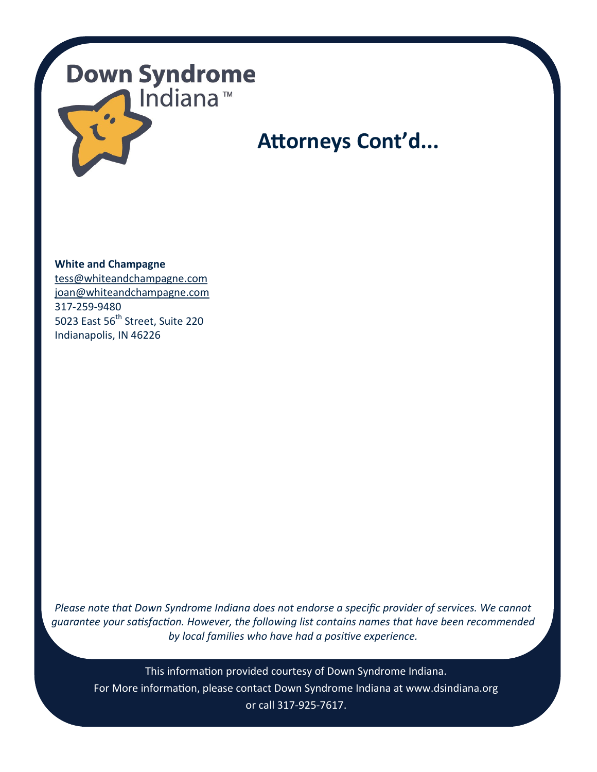Down Syndrome Indiana™

# Attorneys Cont'd...

**White and Champagne**
tess@whiteandchampagne.com
joan@whiteandchampagne.com
317-259-9480
5023 East 56th Street, Suite 220
Indianapolis, IN 46226

*Please note that Down Syndrome Indiana does not endorse a specific provider of services. We cannot guarantee your satisfaction. However, the following list contains names that have been recommended by local families who have had a positive experience.*

This information provided courtesy of Down Syndrome Indiana.
For More information, please contact Down Syndrome Indiana at www.dsindiana.org
or call 317-925-7617.